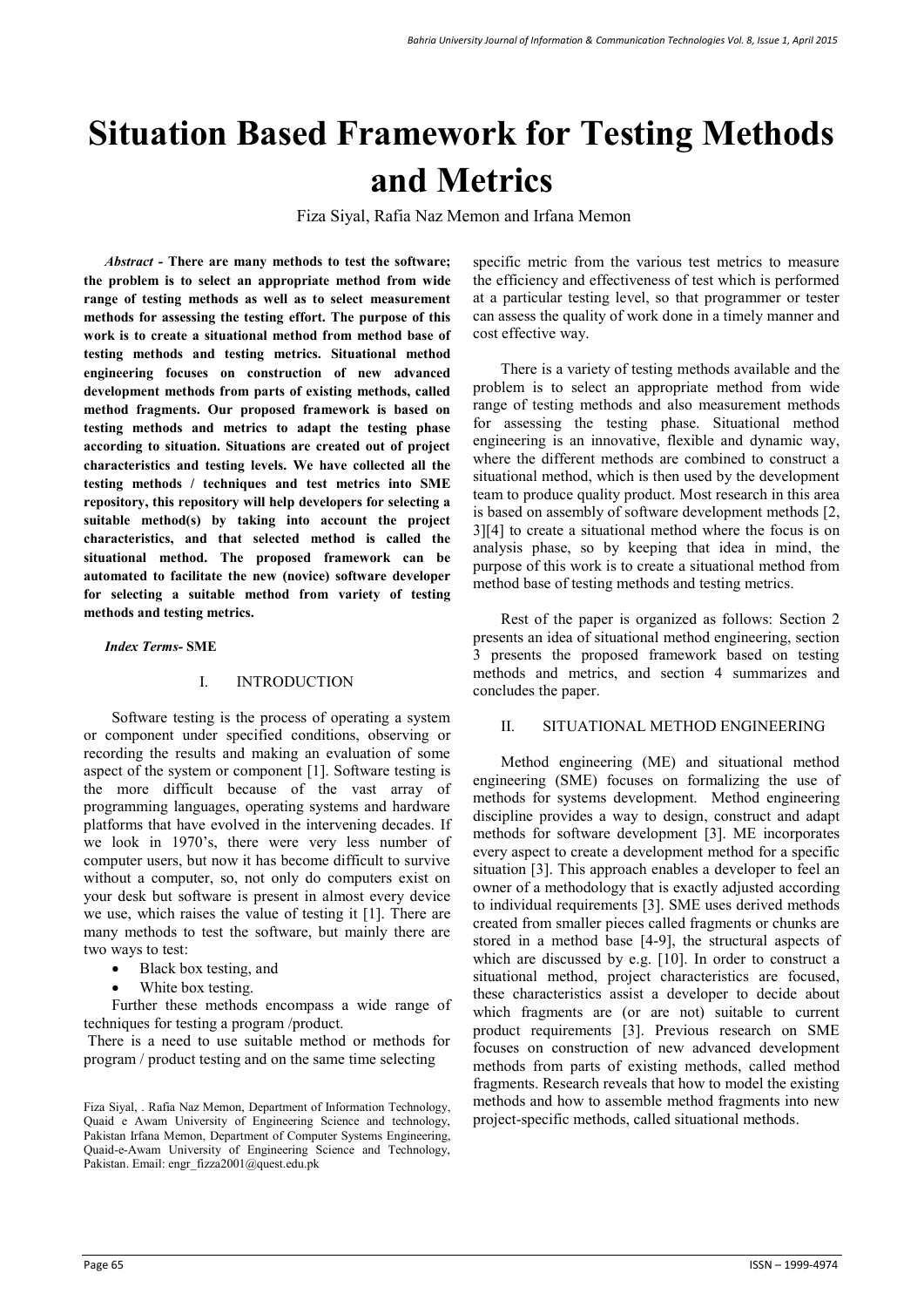# Situation Based Framework for Testing Methods and Metrics

Fiza Siyal, Rafia Naz Memon and Irfana Memon

***Abstract -*** **There are many methods to test the software; the problem is to select an appropriate method from wide range of testing methods as well as to select measurement methods for assessing the testing effort. The purpose of this work is to create a situational method from method base of testing methods and testing metrics. Situational method engineering focuses on construction of new advanced development methods from parts of existing methods, called method fragments. Our proposed framework is based on testing methods and metrics to adapt the testing phase according to situation. Situations are created out of project characteristics and testing levels. We have collected all the testing methods / techniques and test metrics into SME repository, this repository will help developers for selecting a suitable method(s) by taking into account the project characteristics, and that selected method is called the situational method. The proposed framework can be automated to facilitate the new (novice) software developer for selecting a suitable method from variety of testing methods and testing metrics.**

***Index Terms-*** **SME**

## I. INTRODUCTION

Software testing is the process of operating a system or component under specified conditions, observing or recording the results and making an evaluation of some aspect of the system or component [1]. Software testing is the more difficult because of the vast array of programming languages, operating systems and hardware platforms that have evolved in the intervening decades. If we look in 1970's, there were very less number of computer users, but now it has become difficult to survive without a computer, so, not only do computers exist on your desk but software is present in almost every device we use, which raises the value of testing it [1]. There are many methods to test the software, but mainly there are two ways to test:

- Black box testing, and
- White box testing.

Further these methods encompass a wide range of techniques for testing a program /product.

There is a need to use suitable method or methods for program / product testing and on the same time selecting specific metric from the various test metrics to measure the efficiency and effectiveness of test which is performed at a particular testing level, so that programmer or tester can assess the quality of work done in a timely manner and cost effective way.

There is a variety of testing methods available and the problem is to select an appropriate method from wide range of testing methods and also measurement methods for assessing the testing phase. Situational method engineering is an innovative, flexible and dynamic way, where the different methods are combined to construct a situational method, which is then used by the development team to produce quality product. Most research in this area is based on assembly of software development methods [2, 3][4] to create a situational method where the focus is on analysis phase, so by keeping that idea in mind, the purpose of this work is to create a situational method from method base of testing methods and testing metrics.

Rest of the paper is organized as follows: Section 2 presents an idea of situational method engineering, section 3 presents the proposed framework based on testing methods and metrics, and section 4 summarizes and concludes the paper.

## II. SITUATIONAL METHOD ENGINEERING

Method engineering (ME) and situational method engineering (SME) focuses on formalizing the use of methods for systems development. Method engineering discipline provides a way to design, construct and adapt methods for software development [3]. ME incorporates every aspect to create a development method for a specific situation [3]. This approach enables a developer to feel an owner of a methodology that is exactly adjusted according to individual requirements [3]. SME uses derived methods created from smaller pieces called fragments or chunks are stored in a method base [4-9], the structural aspects of which are discussed by e.g. [10]. In order to construct a situational method, project characteristics are focused, these characteristics assist a developer to decide about which fragments are (or are not) suitable to current product requirements [3]. Previous research on SME focuses on construction of new advanced development methods from parts of existing methods, called method fragments. Research reveals that how to model the existing methods and how to assemble method fragments into new project-specific methods, called situational methods.

Fiza Siyal, . Rafia Naz Memon, Department of Information Technology, Quaid e Awam University of Engineering Science and technology, Pakistan Irfana Memon, Department of Computer Systems Engineering, Quaid-e-Awam University of Engineering Science and Technology, Pakistan. Email: engr_fizza2001@quest.edu.pk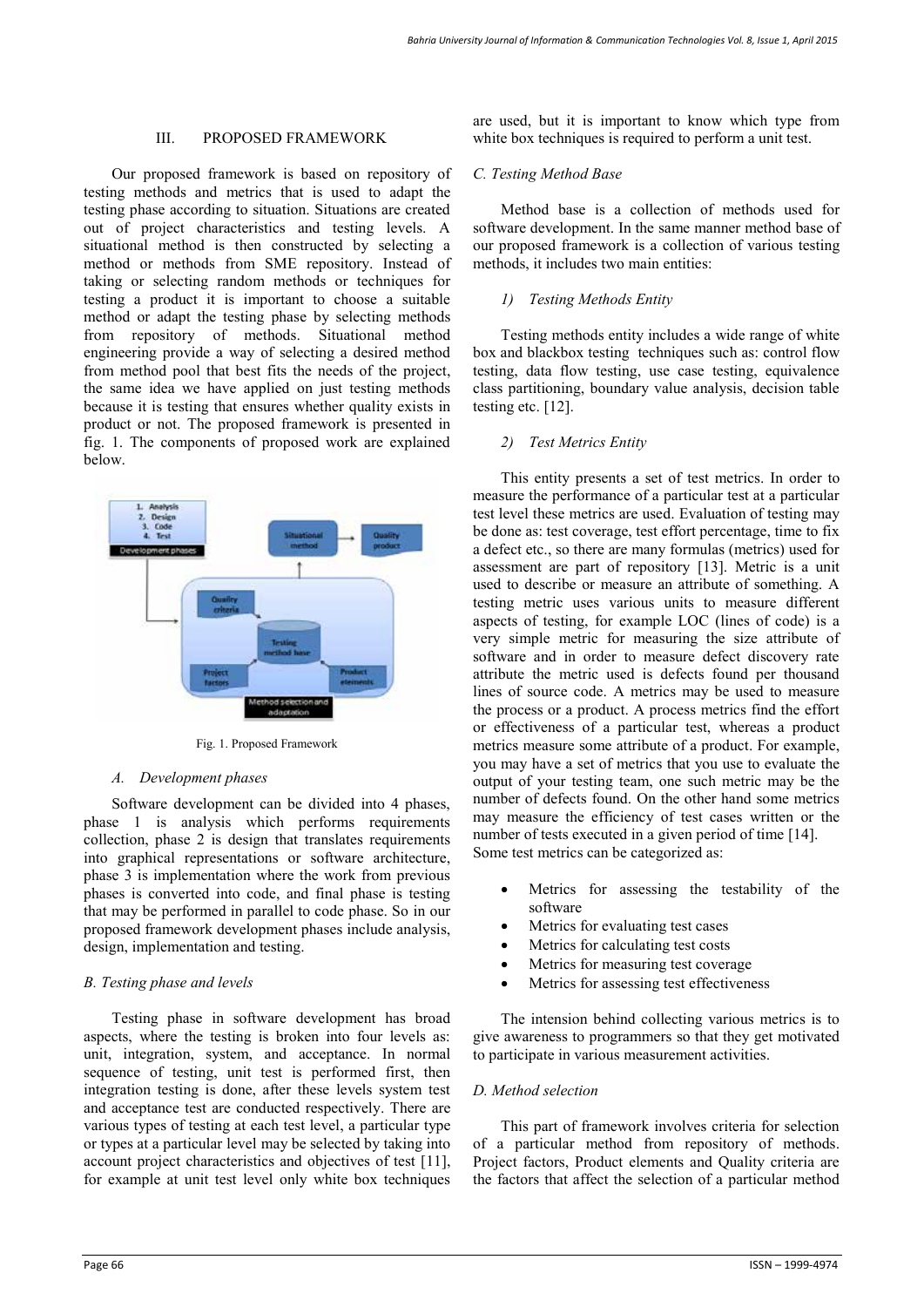## III. PROPOSED FRAMEWORK

Our proposed framework is based on repository of testing methods and metrics that is used to adapt the testing phase according to situation. Situations are created out of project characteristics and testing levels. A situational method is then constructed by selecting a method or methods from SME repository. Instead of taking or selecting random methods or techniques for testing a product it is important to choose a suitable method or adapt the testing phase by selecting methods from repository of methods. Situational method engineering provide a way of selecting a desired method from method pool that best fits the needs of the project, the same idea we have applied on just testing methods because it is testing that ensures whether quality exists in product or not. The proposed framework is presented in fig. 1. The components of proposed work are explained below.

Fig. 1. Proposed Framework

### *A. Development phases*

Software development can be divided into 4 phases, phase 1 is analysis which performs requirements collection, phase 2 is design that translates requirements into graphical representations or software architecture, phase 3 is implementation where the work from previous phases is converted into code, and final phase is testing that may be performed in parallel to code phase. So in our proposed framework development phases include analysis, design, implementation and testing.

### *B. Testing phase and levels*

Testing phase in software development has broad aspects, where the testing is broken into four levels as: unit, integration, system, and acceptance. In normal sequence of testing, unit test is performed first, then integration testing is done, after these levels system test and acceptance test are conducted respectively. There are various types of testing at each test level, a particular type or types at a particular level may be selected by taking into account project characteristics and objectives of test [11], for example at unit test level only white box techniques are used, but it is important to know which type from white box techniques is required to perform a unit test.

### *C. Testing Method Base*

Method base is a collection of methods used for software development. In the same manner method base of our proposed framework is a collection of various testing methods, it includes two main entities:

#### *1) Testing Methods Entity*

Testing methods entity includes a wide range of white box and blackbox testing techniques such as: control flow testing, data flow testing, use case testing, equivalence class partitioning, boundary value analysis, decision table testing etc. [12].

#### *2) Test Metrics Entity*

This entity presents a set of test metrics. In order to measure the performance of a particular test at a particular test level these metrics are used. Evaluation of testing may be done as: test coverage, test effort percentage, time to fix a defect etc., so there are many formulas (metrics) used for assessment are part of repository [13]. Metric is a unit used to describe or measure an attribute of something. A testing metric uses various units to measure different aspects of testing, for example LOC (lines of code) is a very simple metric for measuring the size attribute of software and in order to measure defect discovery rate attribute the metric used is defects found per thousand lines of source code. A metrics may be used to measure the process or a product. A process metrics find the effort or effectiveness of a particular test, whereas a product metrics measure some attribute of a product. For example, you may have a set of metrics that you use to evaluate the output of your testing team, one such metric may be the number of defects found. On the other hand some metrics may measure the efficiency of test cases written or the number of tests executed in a given period of time [14]. Some test metrics can be categorized as:

- Metrics for assessing the testability of the software
- Metrics for evaluating test cases
- Metrics for calculating test costs
- Metrics for measuring test coverage
- Metrics for assessing test effectiveness

The intension behind collecting various metrics is to give awareness to programmers so that they get motivated to participate in various measurement activities.

### *D. Method selection*

This part of framework involves criteria for selection of a particular method from repository of methods. Project factors, Product elements and Quality criteria are the factors that affect the selection of a particular method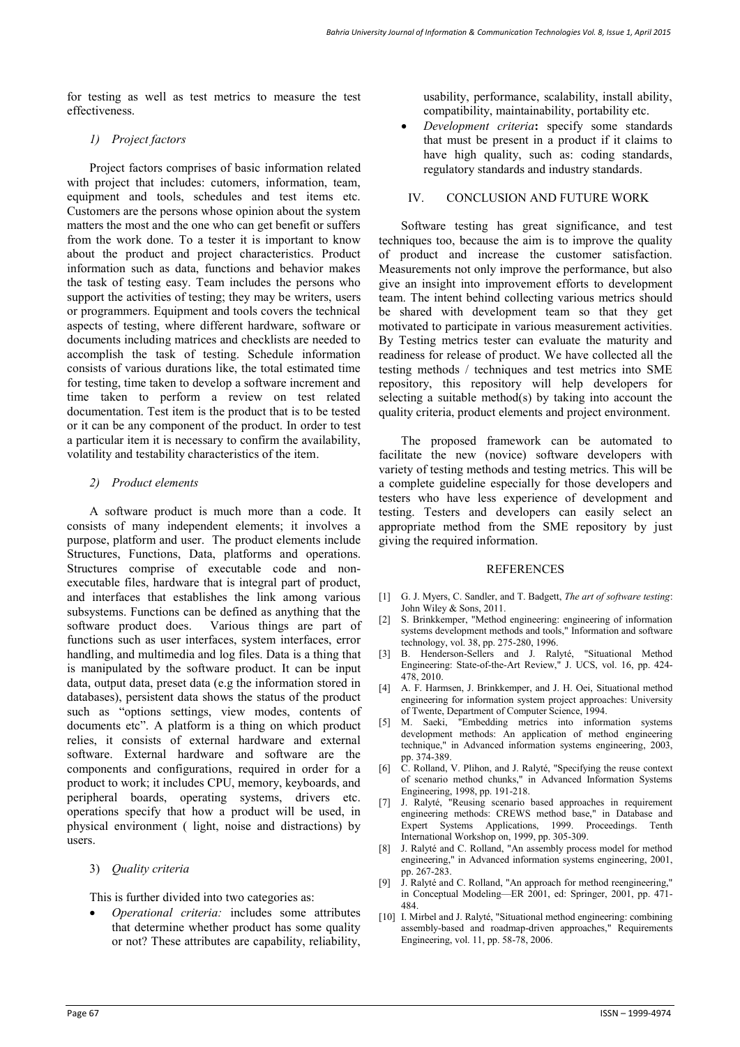for testing as well as test metrics to measure the test effectiveness.

#### *1) Project factors*

Project factors comprises of basic information related with project that includes: cutomers, information, team, equipment and tools, schedules and test items etc. Customers are the persons whose opinion about the system matters the most and the one who can get benefit or suffers from the work done. To a tester it is important to know about the product and project characteristics. Product information such as data, functions and behavior makes the task of testing easy. Team includes the persons who support the activities of testing; they may be writers, users or programmers. Equipment and tools covers the technical aspects of testing, where different hardware, software or documents including matrices and checklists are needed to accomplish the task of testing. Schedule information consists of various durations like, the total estimated time for testing, time taken to develop a software increment and time taken to perform a review on test related documentation. Test item is the product that is to be tested or it can be any component of the product. In order to test a particular item it is necessary to confirm the availability, volatility and testability characteristics of the item.

#### *2) Product elements*

A software product is much more than a code. It consists of many independent elements; it involves a purpose, platform and user. The product elements include Structures, Functions, Data, platforms and operations. Structures comprise of executable code and non-executable files, hardware that is integral part of product, and interfaces that establishes the link among various subsystems. Functions can be defined as anything that the software product does. Various things are part of functions such as user interfaces, system interfaces, error handling, and multimedia and log files. Data is a thing that is manipulated by the software product. It can be input data, output data, preset data (e.g the information stored in databases), persistent data shows the status of the product such as "options settings, view modes, contents of documents etc". A platform is a thing on which product relies, it consists of external hardware and external software. External hardware and software are the components and configurations, required in order for a product to work; it includes CPU, memory, keyboards, and peripheral boards, operating systems, drivers etc. operations specify that how a product will be used, in physical environment ( light, noise and distractions) by users.

#### 3) *Quality criteria*

This is further divided into two categories as:

- *Operational criteria:* includes some attributes that determine whether product has some quality or not? These attributes are capability, reliability, usability, performance, scalability, install ability, compatibility, maintainability, portability etc.
- *Development criteria***:** specify some standards that must be present in a product if it claims to have high quality, such as: coding standards, regulatory standards and industry standards.

## IV. CONCLUSION AND FUTURE WORK

Software testing has great significance, and test techniques too, because the aim is to improve the quality of product and increase the customer satisfaction. Measurements not only improve the performance, but also give an insight into improvement efforts to development team. The intent behind collecting various metrics should be shared with development team so that they get motivated to participate in various measurement activities. By Testing metrics tester can evaluate the maturity and readiness for release of product. We have collected all the testing methods / techniques and test metrics into SME repository, this repository will help developers for selecting a suitable method(s) by taking into account the quality criteria, product elements and project environment.

The proposed framework can be automated to facilitate the new (novice) software developers with variety of testing methods and testing metrics. This will be a complete guideline especially for those developers and testers who have less experience of development and testing. Testers and developers can easily select an appropriate method from the SME repository by just giving the required information.

## REFERENCES

[1] G. J. Myers, C. Sandler, and T. Badgett, *The art of software testing*: John Wiley & Sons, 2011.

[2] S. Brinkkemper, "Method engineering: engineering of information systems development methods and tools," Information and software technology, vol. 38, pp. 275-280, 1996.

[3] B. Henderson-Sellers and J. Ralyté, "Situational Method Engineering: State-of-the-Art Review," J. UCS, vol. 16, pp. 424-478, 2010.

[4] A. F. Harmsen, J. Brinkkemper, and J. H. Oei, Situational method engineering for information system project approaches: University of Twente, Department of Computer Science, 1994.

[5] M. Saeki, "Embedding metrics into information systems development methods: An application of method engineering technique," in Advanced information systems engineering, 2003, pp. 374-389.

[6] C. Rolland, V. Plihon, and J. Ralyté, "Specifying the reuse context of scenario method chunks," in Advanced Information Systems Engineering, 1998, pp. 191-218.

[7] J. Ralyté, "Reusing scenario based approaches in requirement engineering methods: CREWS method base," in Database and Expert Systems Applications, 1999. Proceedings. Tenth International Workshop on, 1999, pp. 305-309.

[8] J. Ralyté and C. Rolland, "An assembly process model for method engineering," in Advanced information systems engineering, 2001, pp. 267-283.

[9] J. Ralyté and C. Rolland, "An approach for method reengineering," in Conceptual Modeling—ER 2001, ed: Springer, 2001, pp. 471-484.

[10] I. Mirbel and J. Ralyté, "Situational method engineering: combining assembly-based and roadmap-driven approaches," Requirements Engineering, vol. 11, pp. 58-78, 2006.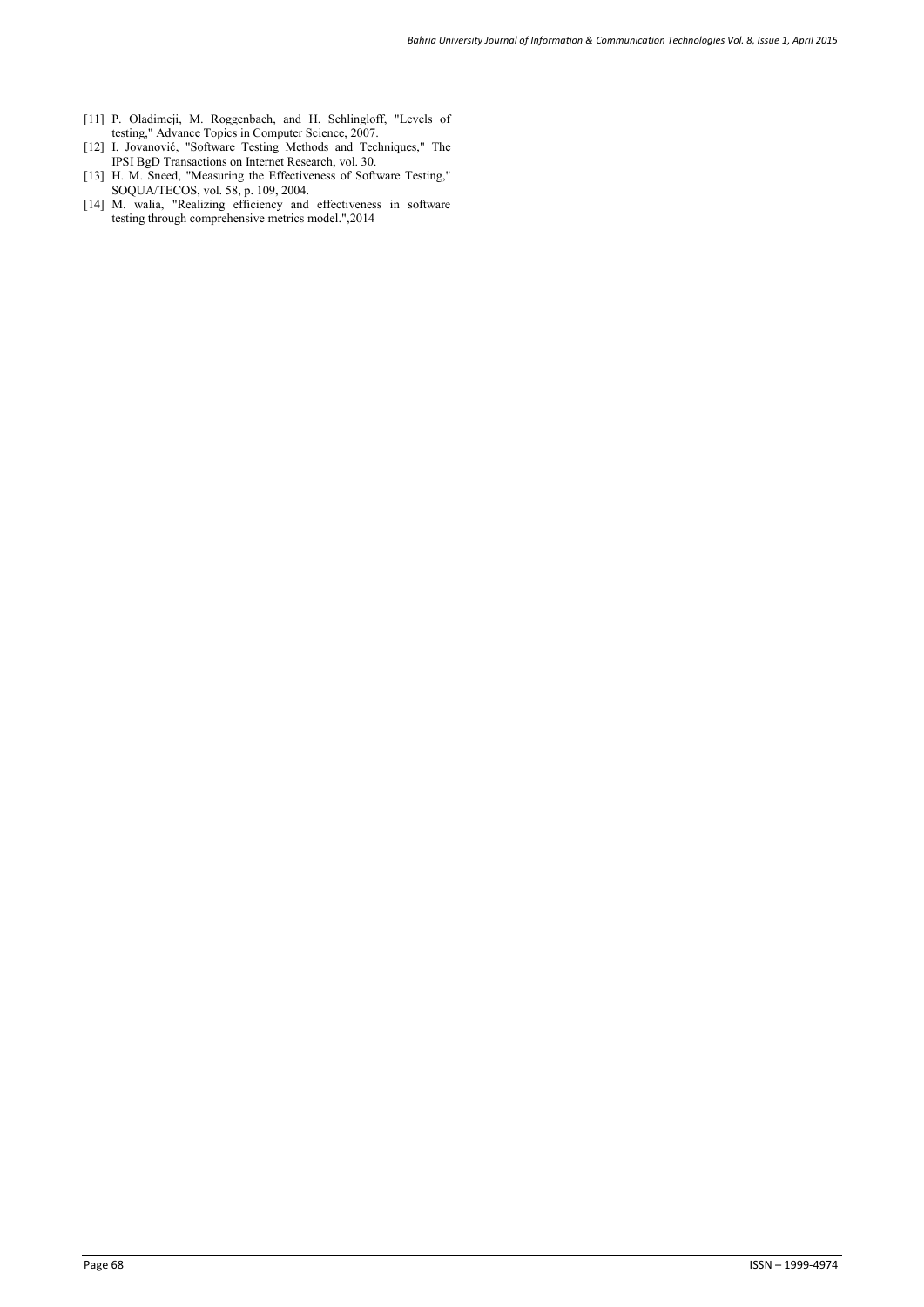[11] P. Oladimeji, M. Roggenbach, and H. Schlingloff, "Levels of testing," Advance Topics in Computer Science, 2007.

[12] I. Jovanović, "Software Testing Methods and Techniques," The IPSI BgD Transactions on Internet Research, vol. 30.

[13] H. M. Sneed, "Measuring the Effectiveness of Software Testing," SOQUA/TECOS, vol. 58, p. 109, 2004.

[14] M. walia, "Realizing efficiency and effectiveness in software testing through comprehensive metrics model.",2014